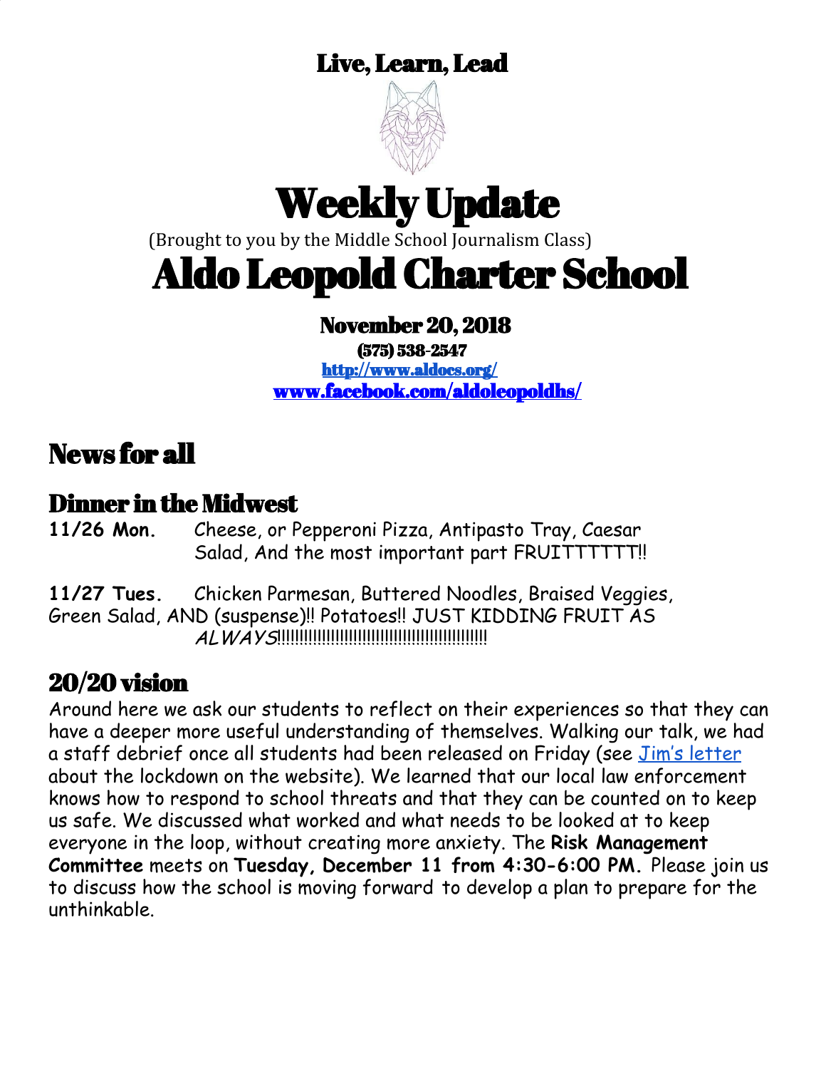Live, Learn, Lead

# Weekly Update

(Brought to you by the Middle School Journalism Class)

# Aldo Leopold Charter School

**November 20, 2018**

**(575) 538-2547**

[http://www.aldocs.org/](http://www.aldocs.org/)

[www.facebook.com/aldoleopoldhs/](www.facebook.com/aldoleopoldhs/)

## News for all

### Dinner in the Midwest

**11/26 Mon.** Cheese, or Pepperoni Pizza, Antipasto Tray, Caesar Salad, And the most important part FRUITTTTTTT!!

**11/27 Tues.** Chicken Parmesan, Buttered Noodles, Braised Veggies, Green Salad, AND (suspense)!! Potatoes!! JUST KIDDING FRUIT AS *ALWAYS*!!!!!!!!!!!!!!!!!!!!!!!!!!!!!!!!!!!!!!!!!!!!!!!!!!

### 20/20 vision

Around here we ask our students to reflect on their experiences so that they can have a deeper more useful understanding of themselves. Walking our talk, we had a staff debrief once all students had been released on Friday (see [Jim's letter]() about the lockdown on the website). We learned that our local law enforcement knows how to respond to school threats and that they can be counted on to keep us safe. We discussed what worked and what needs to be looked at to keep everyone in the loop, without creating more anxiety. The **Risk Management Committee** meets on **Tuesday, December 11 from 4:30-6:00 PM.** Please join us to discuss how the school is moving forward to develop a plan to prepare for the unthinkable.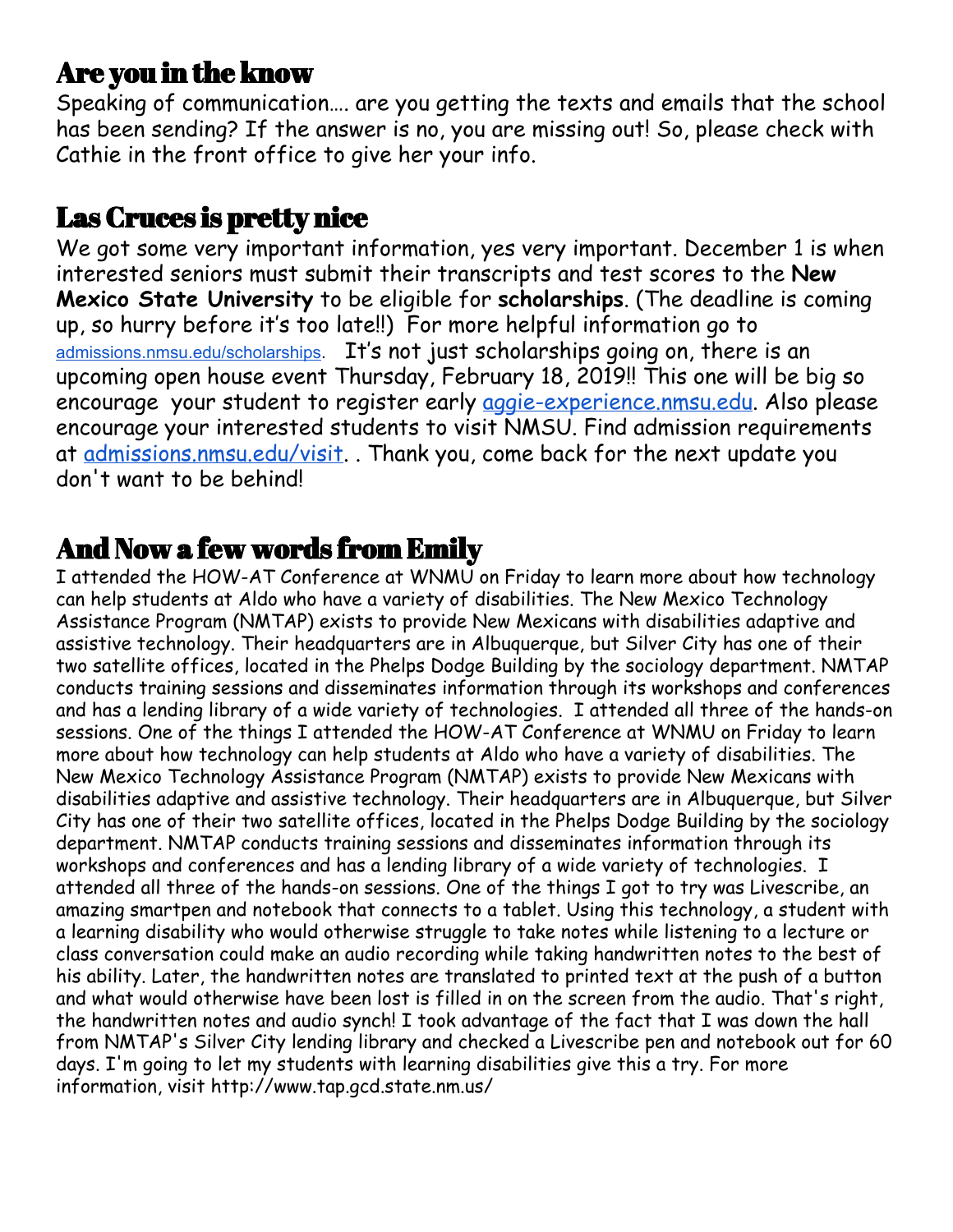## Are you in the know

Speaking of communication…. are you getting the texts and emails that the school has been sending? If the answer is no, you are missing out! So, please check with Cathie in the front office to give her your info.

## Las Cruces is pretty nice

We got some very important information, yes very important. December 1 is when interested seniors must submit their transcripts and test scores to the **New Mexico State University** to be eligible for **scholarships**. (The deadline is coming up, so hurry before it's too late!!) For more helpful information go to admissions.nmsu.edu/scholarships. It's not just scholarships going on, there is an upcoming open house event Thursday, February 18, 2019!! This one will be big so encourage your student to register early aggie-experience.nmsu.edu. Also please encourage your interested students to visit NMSU. Find admission requirements at admissions.nmsu.edu/visit. . Thank you, come back for the next update you don't want to be behind!

## And Now a few words from Emily

I attended the HOW-AT Conference at WNMU on Friday to learn more about how technology can help students at Aldo who have a variety of disabilities. The New Mexico Technology Assistance Program (NMTAP) exists to provide New Mexicans with disabilities adaptive and assistive technology. Their headquarters are in Albuquerque, but Silver City has one of their two satellite offices, located in the Phelps Dodge Building by the sociology department. NMTAP conducts training sessions and disseminates information through its workshops and conferences and has a lending library of a wide variety of technologies. I attended all three of the hands-on sessions. One of the things I attended the HOW-AT Conference at WNMU on Friday to learn more about how technology can help students at Aldo who have a variety of disabilities. The New Mexico Technology Assistance Program (NMTAP) exists to provide New Mexicans with disabilities adaptive and assistive technology. Their headquarters are in Albuquerque, but Silver City has one of their two satellite offices, located in the Phelps Dodge Building by the sociology department. NMTAP conducts training sessions and disseminates information through its workshops and conferences and has a lending library of a wide variety of technologies. I attended all three of the hands-on sessions. One of the things I got to try was Livescribe, an amazing smartpen and notebook that connects to a tablet. Using this technology, a student with a learning disability who would otherwise struggle to take notes while listening to a lecture or class conversation could make an audio recording while taking handwritten notes to the best of his ability. Later, the handwritten notes are translated to printed text at the push of a button and what would otherwise have been lost is filled in on the screen from the audio. That's right, the handwritten notes and audio synch! I took advantage of the fact that I was down the hall from NMTAP's Silver City lending library and checked a Livescribe pen and notebook out for 60 days. I'm going to let my students with learning disabilities give this a try. For more information, visit http://www.tap.gcd.state.nm.us/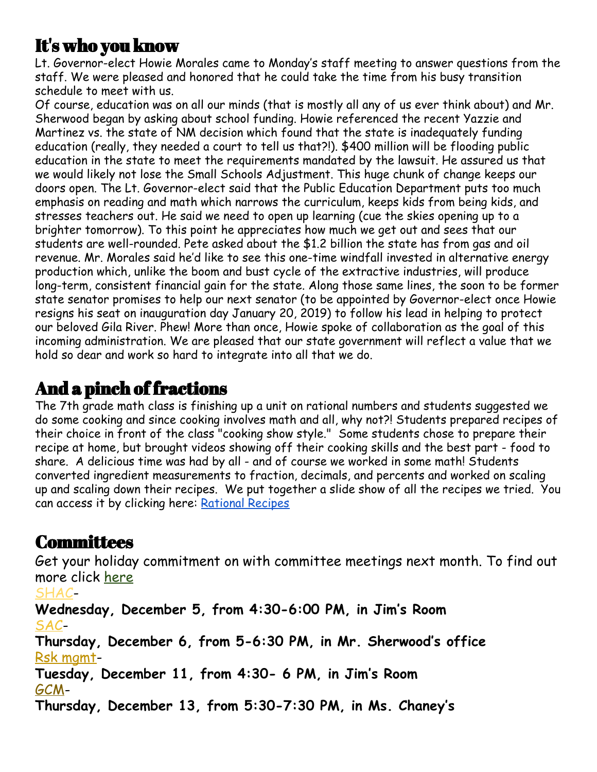## It's who you know

Lt. Governor-elect Howie Morales came to Monday's staff meeting to answer questions from the staff. We were pleased and honored that he could take the time from his busy transition schedule to meet with us.

Of course, education was on all our minds (that is mostly all any of us ever think about) and Mr. Sherwood began by asking about school funding. Howie referenced the recent Yazzie and Martinez vs. the state of NM decision which found that the state is inadequately funding education (really, they needed a court to tell us that?!). $400 million will be flooding public education in the state to meet the requirements mandated by the lawsuit. He assured us that we would likely not lose the Small Schools Adjustment. This huge chunk of change keeps our doors open. The Lt. Governor-elect said that the Public Education Department puts too much emphasis on reading and math which narrows the curriculum, keeps kids from being kids, and stresses teachers out. He said we need to open up learning (cue the skies opening up to a brighter tomorrow). To this point he appreciates how much we get out and sees that our students are well-rounded. Pete asked about the $1.2 billion the state has from gas and oil revenue. Mr. Morales said he'd like to see this one-time windfall invested in alternative energy production which, unlike the boom and bust cycle of the extractive industries, will produce long-term, consistent financial gain for the state. Along those same lines, the soon to be former state senator promises to help our next senator (to be appointed by Governor-elect once Howie resigns his seat on inauguration day January 20, 2019) to follow his lead in helping to protect our beloved Gila River. Phew! More than once, Howie spoke of collaboration as the goal of this incoming administration. We are pleased that our state government will reflect a value that we hold so dear and work so hard to integrate into all that we do.

## And a pinch of fractions

The 7th grade math class is finishing up a unit on rational numbers and students suggested we do some cooking and since cooking involves math and all, why not?! Students prepared recipes of their choice in front of the class "cooking show style." Some students chose to prepare their recipe at home, but brought videos showing off their cooking skills and the best part - food to share. A delicious time was had by all - and of course we worked in some math! Students converted ingredient measurements to fraction, decimals, and percents and worked on scaling up and scaling down their recipes. We put together a slide show of all the recipes we tried. You can access it by clicking here: Rational Recipes

## Committees

Get your holiday commitment on with committee meetings next month. To find out more click here

SHAC-

**Wednesday, December 5, from 4:30-6:00 PM, in Jim's Room**

SAC-

**Thursday, December 6, from 5-6:30 PM, in Mr. Sherwood's office**

Rsk mgmt-

**Tuesday, December 11, from 4:30- 6 PM, in Jim's Room**

GCM-

**Thursday, December 13, from 5:30-7:30 PM, in Ms. Chaney's**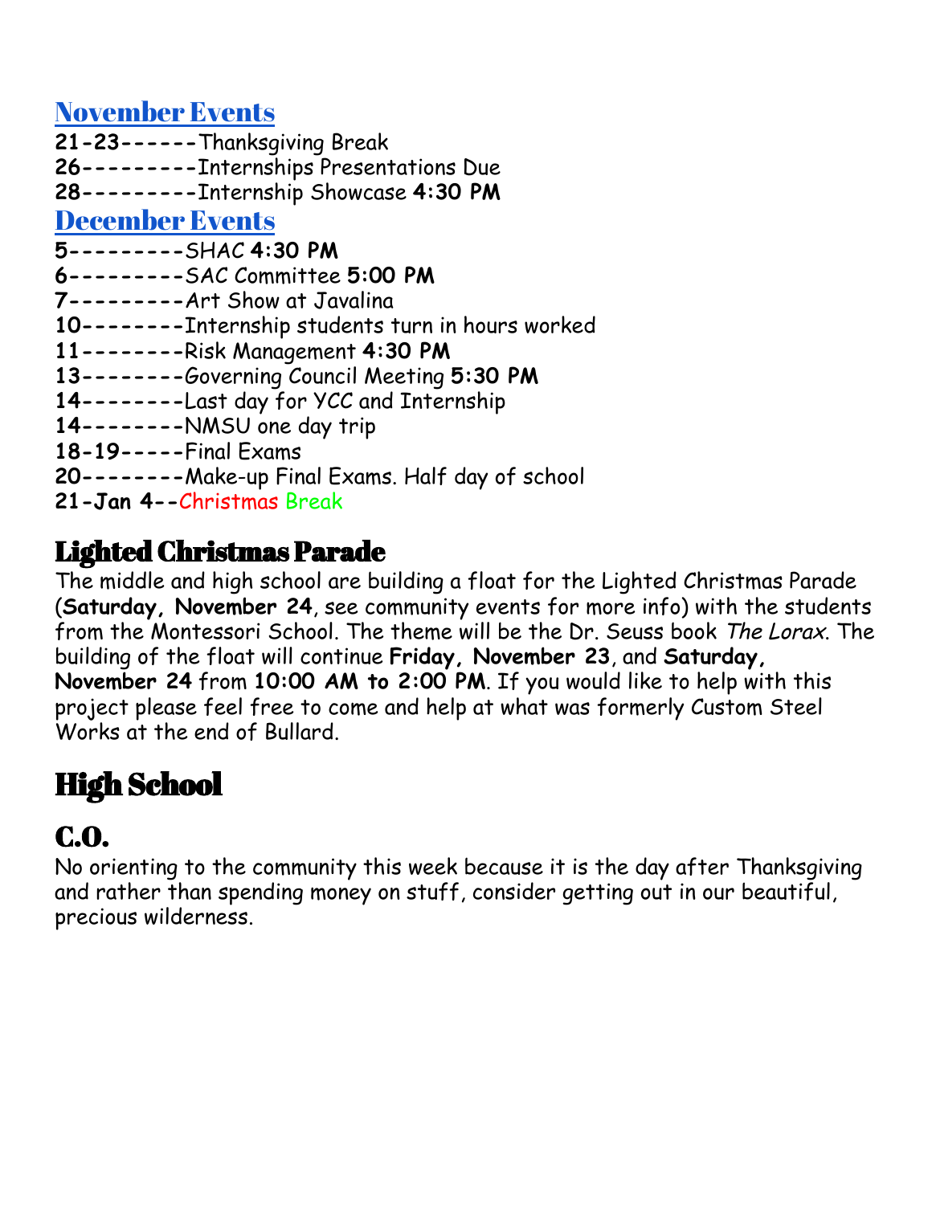## November Events

**21-23**------Thanksgiving Break
**26**---------Internships Presentations Due
**28**---------Internship Showcase **4:30 PM**

## December Events

**5**---------SHAC **4:30 PM**
**6**---------SAC Committee **5:00 PM**
**7**---------Art Show at Javalina
**10**--------Internship students turn in hours worked
**11**--------Risk Management **4:30 PM**
**13**--------Governing Council Meeting **5:30 PM**
**14**--------Last day for YCC and Internship
**14**--------NMSU one day trip
**18-19**-----Final Exams
**20**--------Make-up Final Exams. Half day of school
**21-Jan 4**--Christmas Break

## Lighted Christmas Parade

The middle and high school are building a float for the Lighted Christmas Parade (**Saturday, November 24**, see community events for more info) with the students from the Montessori School. The theme will be the Dr. Seuss book *The Lorax*. The building of the float will continue **Friday, November 23**, and **Saturday, November 24** from **10:00 AM to 2:00 PM**. If you would like to help with this project please feel free to come and help at what was formerly Custom Steel Works at the end of Bullard.

# High School

## C.O.

No orienting to the community this week because it is the day after Thanksgiving and rather than spending money on stuff, consider getting out in our beautiful, precious wilderness.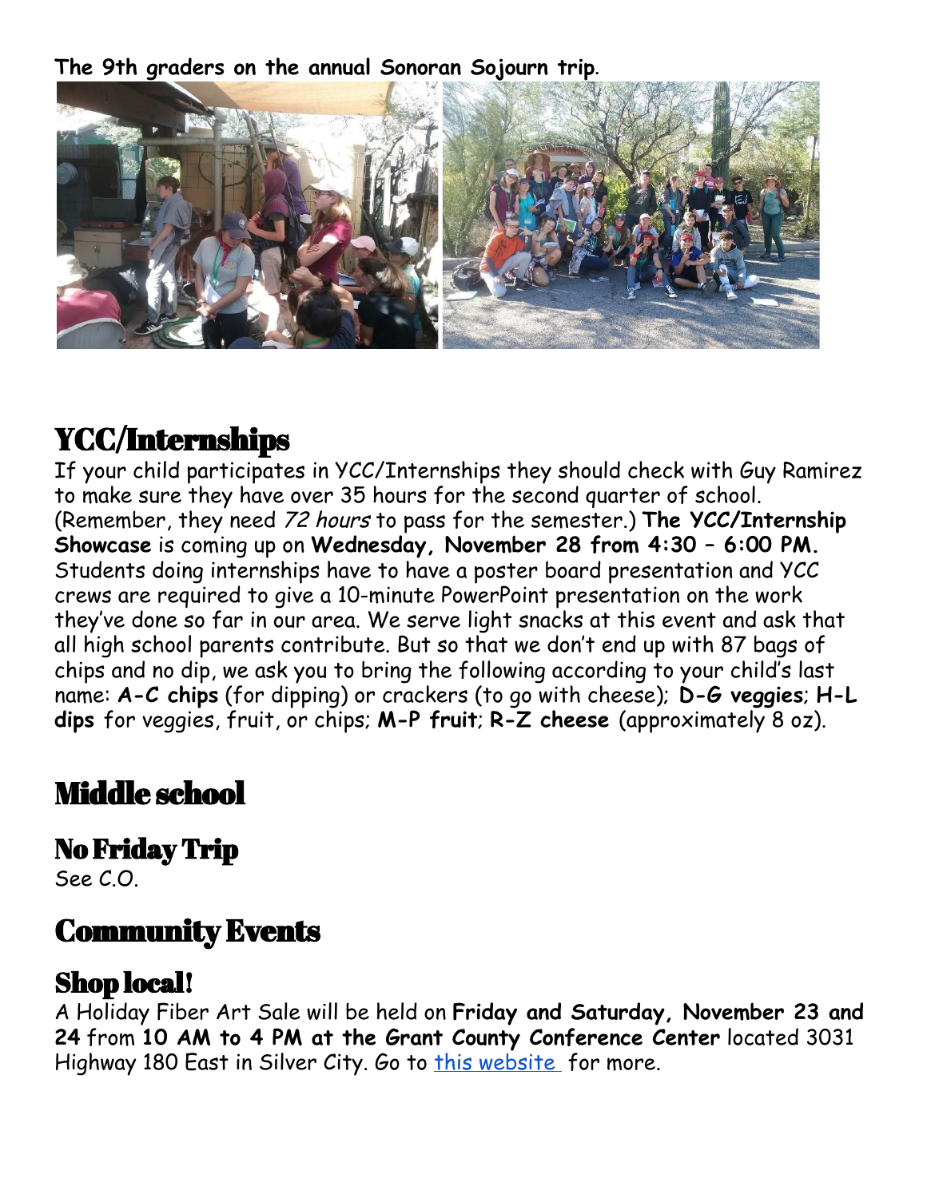**The 9th graders on the annual Sonoran Sojourn trip**.

# YCC/Internships

If your child participates in YCC/Internships they should check with Guy Ramirez to make sure they have over 35 hours for the second quarter of school. (Remember, they need *72 hours* to pass for the semester.) **The YCC/Internship Showcase** is coming up on **Wednesday, November 28 from 4:30 – 6:00 PM.** Students doing internships have to have a poster board presentation and YCC crews are required to give a 10-minute PowerPoint presentation on the work they've done so far in our area. We serve light snacks at this event and ask that all high school parents contribute. But so that we don't end up with 87 bags of chips and no dip, we ask you to bring the following according to your child's last name: **A-C chips** (for dipping) or crackers (to go with cheese); **D-G veggies**; **H-L dips** for veggies, fruit, or chips; **M-P fruit**; **R-Z cheese** (approximately 8 oz).

# Middle school

## No Friday Trip

See C.O.

# Community Events

## Shop local!

A Holiday Fiber Art Sale will be held on **Friday and Saturday, November 23 and 24** from **10 AM to 4 PM at the Grant County Conference Center** located 3031 Highway 180 East in Silver City. Go to [this website](#) for more.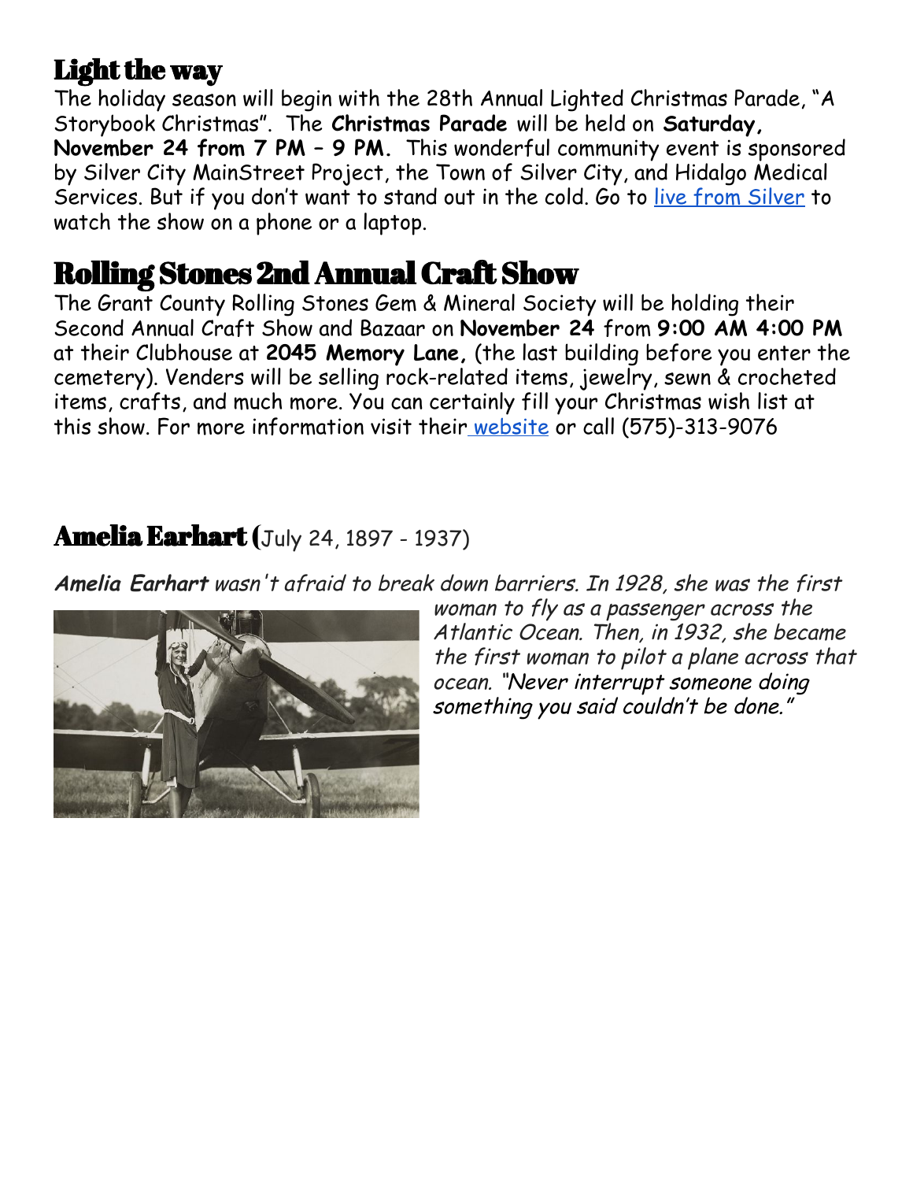## Light the way

The holiday season will begin with the 28th Annual Lighted Christmas Parade, "A Storybook Christmas". The **Christmas Parade** will be held on **Saturday, November 24 from 7 PM – 9 PM.** This wonderful community event is sponsored by Silver City MainStreet Project, the Town of Silver City, and Hidalgo Medical Services. But if you don't want to stand out in the cold. Go to live from Silver to watch the show on a phone or a laptop.

## Rolling Stones 2nd Annual Craft Show

The Grant County Rolling Stones Gem & Mineral Society will be holding their Second Annual Craft Show and Bazaar on **November 24** from **9:00 AM 4:00 PM** at their Clubhouse at **2045 Memory Lane,** (the last building before you enter the cemetery). Venders will be selling rock-related items, jewelry, sewn & crocheted items, crafts, and much more. You can certainly fill your Christmas wish list at this show. For more information visit their website or call (575)-313-9076

## Amelia Earhart (July 24, 1897 - 1937)

***Amelia Earhart** wasn't afraid to break down barriers. In 1928, she was the first woman to fly as a passenger across the Atlantic Ocean. Then, in 1932, she became the first woman to pilot a plane across that ocean. "Never interrupt someone doing something you said couldn't be done."*